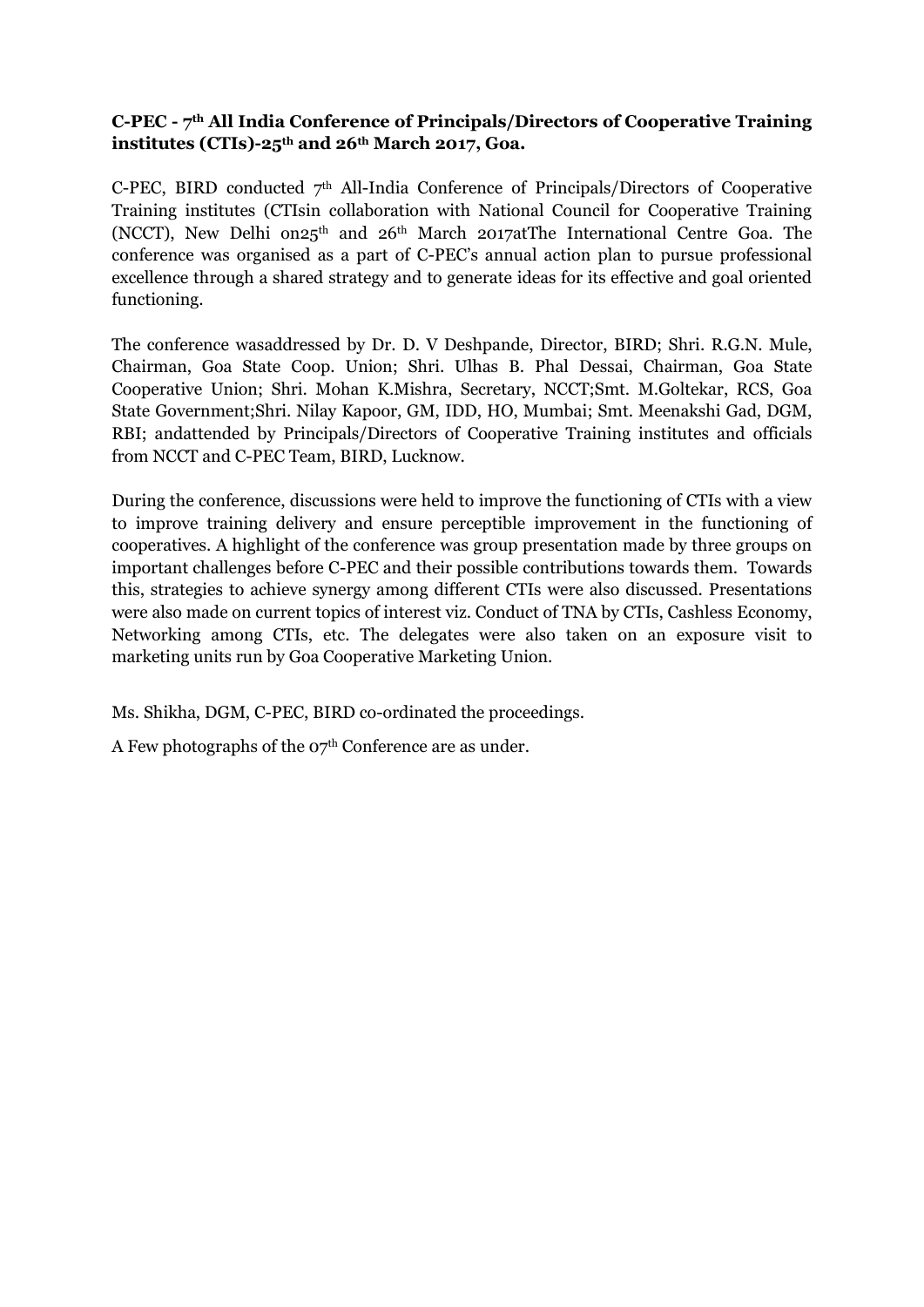**C-PEC - 7th All India Conference of Principals/Directors of Cooperative Training institutes (CTIs)-25th and 26th March 2017, Goa.**

C-PEC, BIRD conducted 7th All-India Conference of Principals/Directors of Cooperative Training institutes (CTIsin collaboration with National Council for Cooperative Training (NCCT), New Delhi on25th and 26th March 2017atThe International Centre Goa. The conference was organised as a part of C-PEC's annual action plan to pursue professional excellence through a shared strategy and to generate ideas for its effective and goal oriented functioning.

The conference wasaddressed by Dr. D. V Deshpande, Director, BIRD; Shri. R.G.N. Mule, Chairman, Goa State Coop. Union; Shri. Ulhas B. Phal Dessai, Chairman, Goa State Cooperative Union; Shri. Mohan K.Mishra, Secretary, NCCT;Smt. M.Goltekar, RCS, Goa State Government;Shri. Nilay Kapoor, GM, IDD, HO, Mumbai; Smt. Meenakshi Gad, DGM, RBI; andattended by Principals/Directors of Cooperative Training institutes and officials from NCCT and C-PEC Team, BIRD, Lucknow.

During the conference, discussions were held to improve the functioning of CTIs with a view to improve training delivery and ensure perceptible improvement in the functioning of cooperatives. A highlight of the conference was group presentation made by three groups on important challenges before C-PEC and their possible contributions towards them. Towards this, strategies to achieve synergy among different CTIs were also discussed. Presentations were also made on current topics of interest viz. Conduct of TNA by CTIs, Cashless Economy, Networking among CTIs, etc. The delegates were also taken on an exposure visit to marketing units run by Goa Cooperative Marketing Union.

Ms. Shikha, DGM, C-PEC, BIRD co-ordinated the proceedings.

A Few photographs of the 07th Conference are as under.